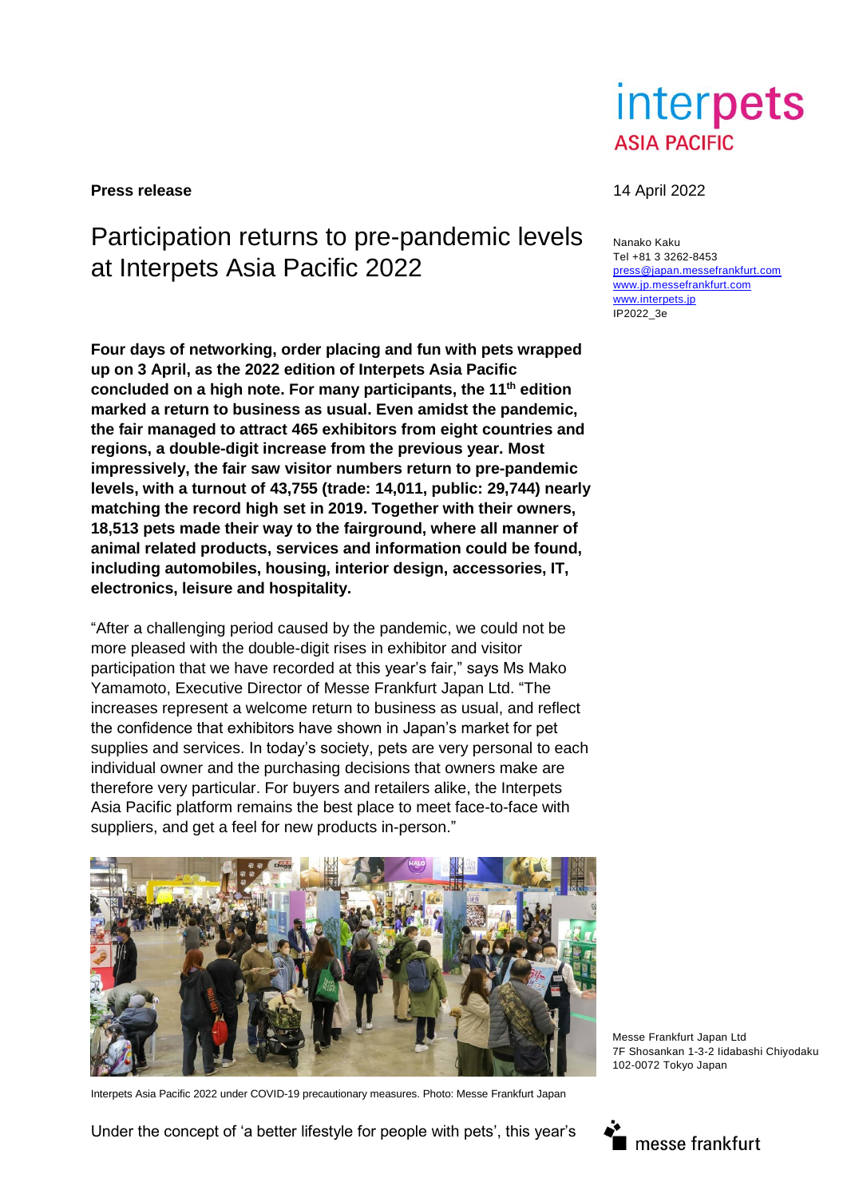**Press release**

14 April 2022

Nanako Kaku
Tel +81 3 3262-8453
press@japan.messefrankfurt.com
www.jp.messefrankfurt.com
www.interpets.jp
IP2022_3e

# Participation returns to pre-pandemic levels at Interpets Asia Pacific 2022

**Four days of networking, order placing and fun with pets wrapped up on 3 April, as the 2022 edition of Interpets Asia Pacific concluded on a high note. For many participants, the 11th edition marked a return to business as usual. Even amidst the pandemic, the fair managed to attract 465 exhibitors from eight countries and regions, a double-digit increase from the previous year. Most impressively, the fair saw visitor numbers return to pre-pandemic levels, with a turnout of 43,755 (trade: 14,011, public: 29,744) nearly matching the record high set in 2019. Together with their owners, 18,513 pets made their way to the fairground, where all manner of animal related products, services and information could be found, including automobiles, housing, interior design, accessories, IT, electronics, leisure and hospitality.**

"After a challenging period caused by the pandemic, we could not be more pleased with the double-digit rises in exhibitor and visitor participation that we have recorded at this year's fair," says Ms Mako Yamamoto, Executive Director of Messe Frankfurt Japan Ltd. "The increases represent a welcome return to business as usual, and reflect the confidence that exhibitors have shown in Japan's market for pet supplies and services. In today's society, pets are very personal to each individual owner and the purchasing decisions that owners make are therefore very particular. For buyers and retailers alike, the Interpets Asia Pacific platform remains the best place to meet face-to-face with suppliers, and get a feel for new products in-person."

Interpets Asia Pacific 2022 under COVID-19 precautionary measures. Photo: Messe Frankfurt Japan

Under the concept of 'a better lifestyle for people with pets', this year's

Messe Frankfurt Japan Ltd
7F Shosankan 1-3-2 Iidabashi Chiyodaku
102-0072 Tokyo Japan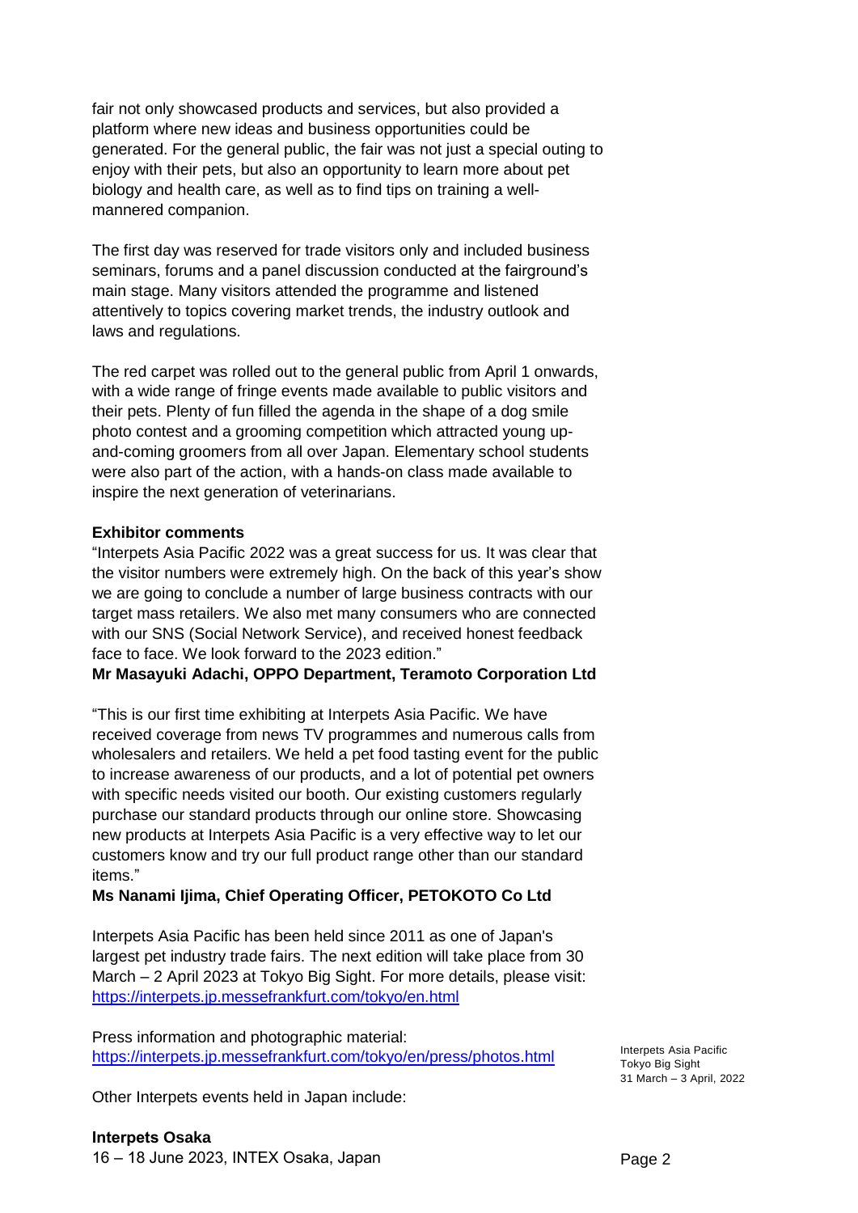fair not only showcased products and services, but also provided a platform where new ideas and business opportunities could be generated. For the general public, the fair was not just a special outing to enjoy with their pets, but also an opportunity to learn more about pet biology and health care, as well as to find tips on training a well-mannered companion.

The first day was reserved for trade visitors only and included business seminars, forums and a panel discussion conducted at the fairground's main stage. Many visitors attended the programme and listened attentively to topics covering market trends, the industry outlook and laws and regulations.

The red carpet was rolled out to the general public from April 1 onwards, with a wide range of fringe events made available to public visitors and their pets. Plenty of fun filled the agenda in the shape of a dog smile photo contest and a grooming competition which attracted young up-and-coming groomers from all over Japan. Elementary school students were also part of the action, with a hands-on class made available to inspire the next generation of veterinarians.

**Exhibitor comments**

"Interpets Asia Pacific 2022 was a great success for us. It was clear that the visitor numbers were extremely high. On the back of this year's show we are going to conclude a number of large business contracts with our target mass retailers. We also met many consumers who are connected with our SNS (Social Network Service), and received honest feedback face to face. We look forward to the 2023 edition."

**Mr Masayuki Adachi, OPPO Department, Teramoto Corporation Ltd**

"This is our first time exhibiting at Interpets Asia Pacific. We have received coverage from news TV programmes and numerous calls from wholesalers and retailers. We held a pet food tasting event for the public to increase awareness of our products, and a lot of potential pet owners with specific needs visited our booth. Our existing customers regularly purchase our standard products through our online store. Showcasing new products at Interpets Asia Pacific is a very effective way to let our customers know and try our full product range other than our standard items."

**Ms Nanami Ijima, Chief Operating Officer, PETOKOTO Co Ltd**

Interpets Asia Pacific has been held since 2011 as one of Japan's largest pet industry trade fairs. The next edition will take place from 30 March – 2 April 2023 at Tokyo Big Sight. For more details, please visit: https://interpets.jp.messefrankfurt.com/tokyo/en.html

Press information and photographic material:
https://interpets.jp.messefrankfurt.com/tokyo/en/press/photos.html

Other Interpets events held in Japan include:

**Interpets Osaka**
16 – 18 June 2023, INTEX Osaka, Japan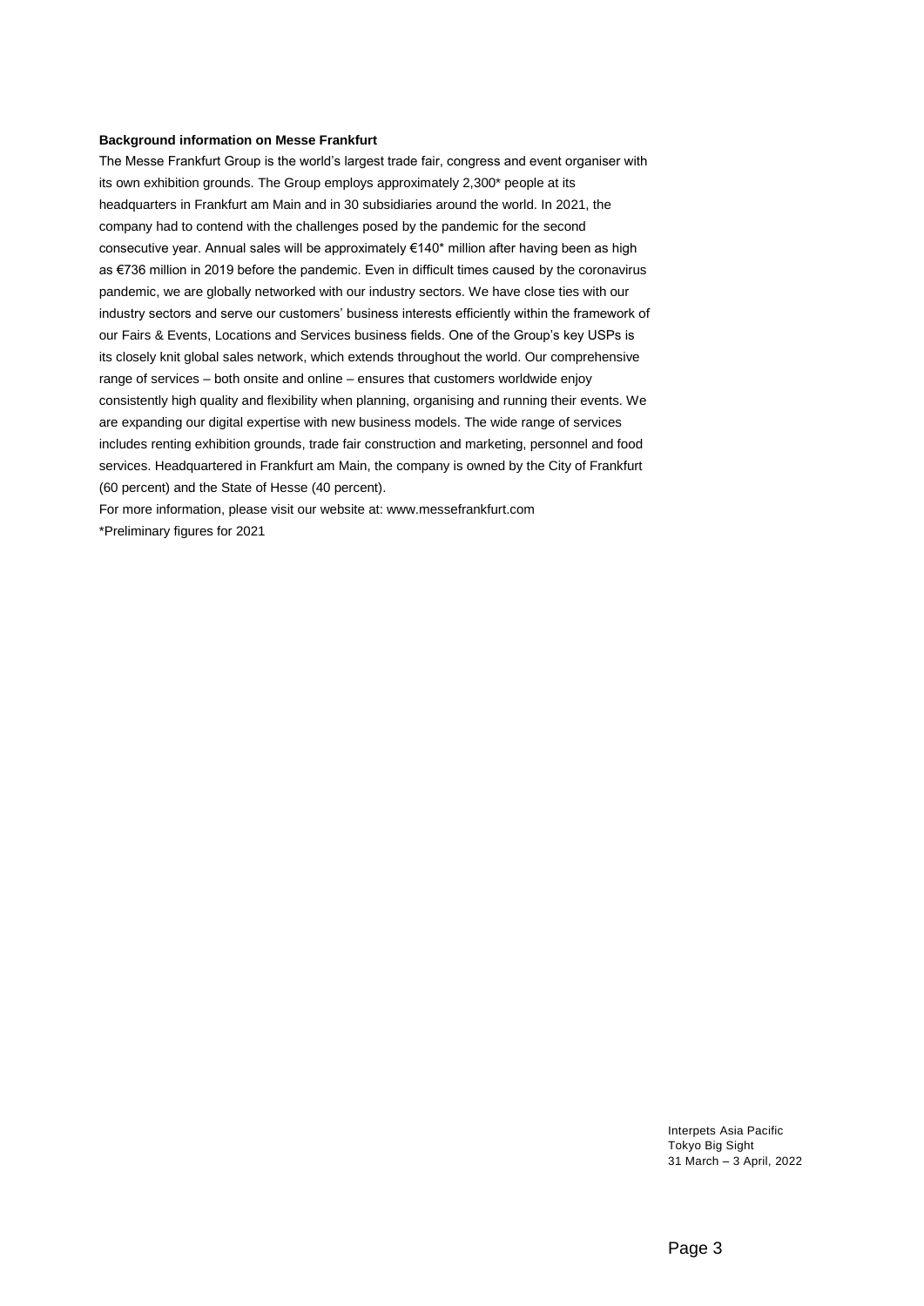**Background information on Messe Frankfurt**

The Messe Frankfurt Group is the world's largest trade fair, congress and event organiser with its own exhibition grounds. The Group employs approximately 2,300* people at its headquarters in Frankfurt am Main and in 30 subsidiaries around the world. In 2021, the company had to contend with the challenges posed by the pandemic for the second consecutive year. Annual sales will be approximately €140* million after having been as high as €736 million in 2019 before the pandemic. Even in difficult times caused by the coronavirus pandemic, we are globally networked with our industry sectors. We have close ties with our industry sectors and serve our customers' business interests efficiently within the framework of our Fairs & Events, Locations and Services business fields. One of the Group's key USPs is its closely knit global sales network, which extends throughout the world. Our comprehensive range of services – both onsite and online – ensures that customers worldwide enjoy consistently high quality and flexibility when planning, organising and running their events. We are expanding our digital expertise with new business models. The wide range of services includes renting exhibition grounds, trade fair construction and marketing, personnel and food services. Headquartered in Frankfurt am Main, the company is owned by the City of Frankfurt (60 percent) and the State of Hesse (40 percent).

For more information, please visit our website at: www.messefrankfurt.com

*Preliminary figures for 2021